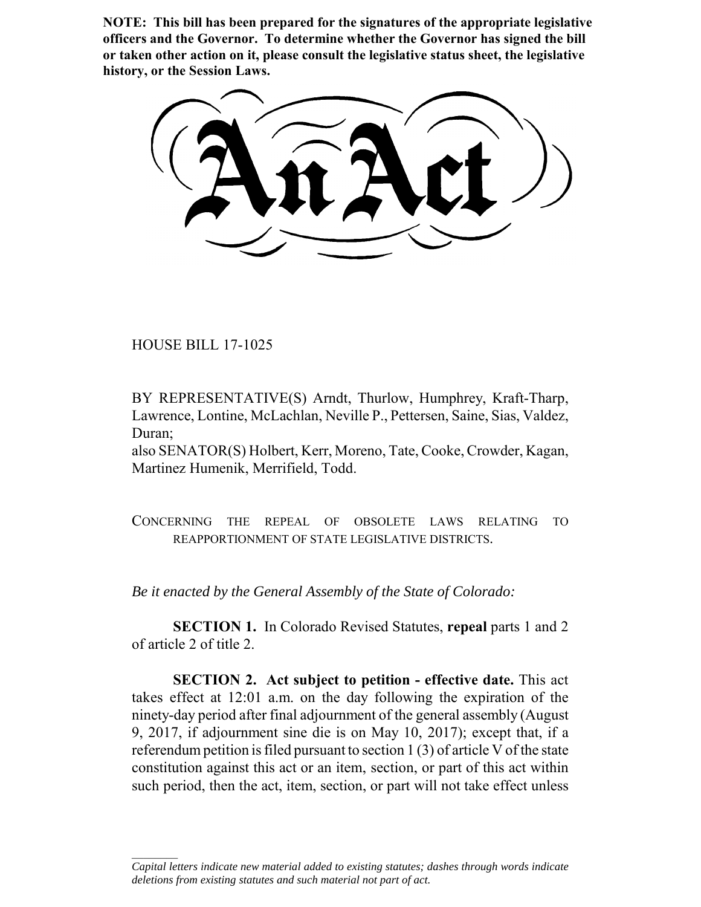**NOTE: This bill has been prepared for the signatures of the appropriate legislative officers and the Governor. To determine whether the Governor has signed the bill or taken other action on it, please consult the legislative status sheet, the legislative history, or the Session Laws.**

# An Act

HOUSE BILL 17-1025

BY REPRESENTATIVE(S) Arndt, Thurlow, Humphrey, Kraft-Tharp, Lawrence, Lontine, McLachlan, Neville P., Pettersen, Saine, Sias, Valdez, Duran;
also SENATOR(S) Holbert, Kerr, Moreno, Tate, Cooke, Crowder, Kagan, Martinez Humenik, Merrifield, Todd.

CONCERNING THE REPEAL OF OBSOLETE LAWS RELATING TO REAPPORTIONMENT OF STATE LEGISLATIVE DISTRICTS.

*Be it enacted by the General Assembly of the State of Colorado:*

**SECTION 1.** In Colorado Revised Statutes, **repeal** parts 1 and 2 of article 2 of title 2.

**SECTION 2. Act subject to petition - effective date.** This act takes effect at 12:01 a.m. on the day following the expiration of the ninety-day period after final adjournment of the general assembly (August 9, 2017, if adjournment sine die is on May 10, 2017); except that, if a referendum petition is filed pursuant to section 1 (3) of article V of the state constitution against this act or an item, section, or part of this act within such period, then the act, item, section, or part will not take effect unless

---

*Capital letters indicate new material added to existing statutes; dashes through words indicate deletions from existing statutes and such material not part of act.*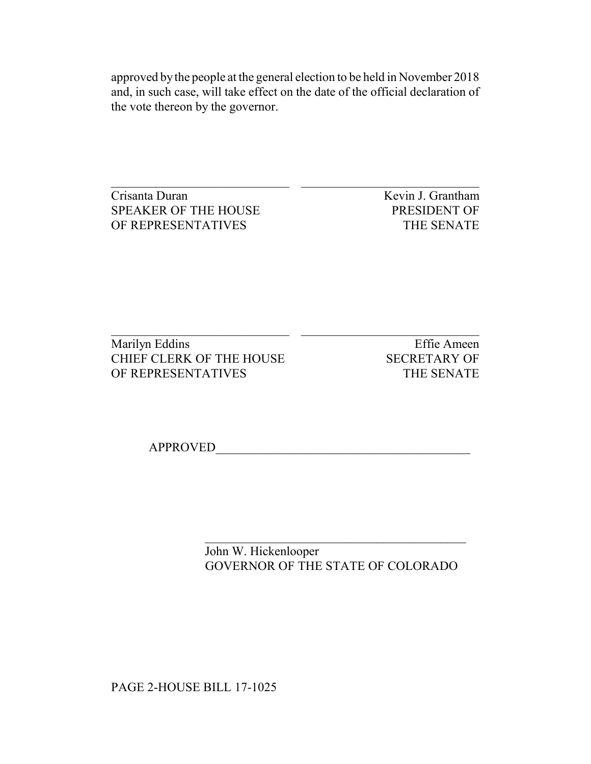approved by the people at the general election to be held in November 2018 and, in such case, will take effect on the date of the official declaration of the vote thereon by the governor.

____________________________ ____________________________

Crisanta Duran
SPEAKER OF THE HOUSE
OF REPRESENTATIVES

Kevin J. Grantham
PRESIDENT OF
THE SENATE

____________________________ ____________________________

Marilyn Eddins
CHIEF CLERK OF THE HOUSE
OF REPRESENTATIVES

Effie Ameen
SECRETARY OF
THE SENATE

APPROVED________________________________________

_________________________________________

John W. Hickenlooper
GOVERNOR OF THE STATE OF COLORADO

PAGE 2-HOUSE BILL 17-1025